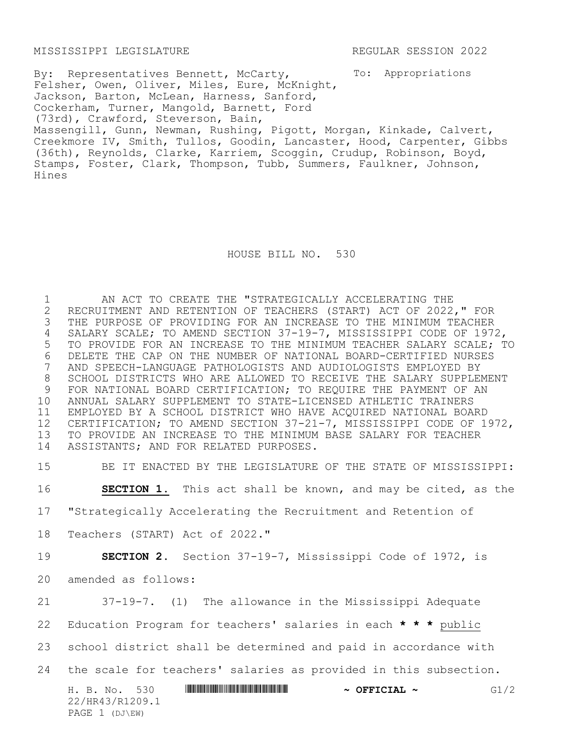MISSISSIPPI LEGISLATURE REGULAR SESSION 2022

By: Representatives Bennett, McCarty, Felsher, Owen, Oliver, Miles, Eure, McKnight, Jackson, Barton, McLean, Harness, Sanford, Cockerham, Turner, Mangold, Barnett, Ford (73rd), Crawford, Steverson, Bain, Massengill, Gunn, Newman, Rushing, Pigott, Morgan, Kinkade, Calvert, Creekmore IV, Smith, Tullos, Goodin, Lancaster, Hood, Carpenter, Gibbs (36th), Reynolds, Clarke, Karriem, Scoggin, Crudup, Robinson, Boyd, Stamps, Foster, Clark, Thompson, Tubb, Summers, Faulkner, Johnson, Hines

To: Appropriations

# HOUSE BILL NO. 530

AN ACT TO CREATE THE "STRATEGICALLY ACCELERATING THE RECRUITMENT AND RETENTION OF TEACHERS (START) ACT OF 2022," FOR THE PURPOSE OF PROVIDING FOR AN INCREASE TO THE MINIMUM TEACHER SALARY SCALE; TO AMEND SECTION 37-19-7, MISSISSIPPI CODE OF 1972, TO PROVIDE FOR AN INCREASE TO THE MINIMUM TEACHER SALARY SCALE; TO DELETE THE CAP ON THE NUMBER OF NATIONAL BOARD-CERTIFIED NURSES AND SPEECH-LANGUAGE PATHOLOGISTS AND AUDIOLOGISTS EMPLOYED BY SCHOOL DISTRICTS WHO ARE ALLOWED TO RECEIVE THE SALARY SUPPLEMENT FOR NATIONAL BOARD CERTIFICATION; TO REQUIRE THE PAYMENT OF AN ANNUAL SALARY SUPPLEMENT TO STATE-LICENSED ATHLETIC TRAINERS EMPLOYED BY A SCHOOL DISTRICT WHO HAVE ACQUIRED NATIONAL BOARD CERTIFICATION; TO AMEND SECTION 37-21-7, MISSISSIPPI CODE OF 1972, TO PROVIDE AN INCREASE TO THE MINIMUM BASE SALARY FOR TEACHER ASSISTANTS; AND FOR RELATED PURPOSES.

BE IT ENACTED BY THE LEGISLATURE OF THE STATE OF MISSISSIPPI:

**SECTION 1.** This act shall be known, and may be cited, as the "Strategically Accelerating the Recruitment and Retention of Teachers (START) Act of 2022."

**SECTION 2.** Section 37-19-7, Mississippi Code of 1972, is amended as follows:

37-19-7. (1) The allowance in the Mississippi Adequate Education Program for teachers' salaries in each **\* \* \*** <u>public</u> school district shall be determined and paid in accordance with the scale for teachers' salaries as provided in this subsection.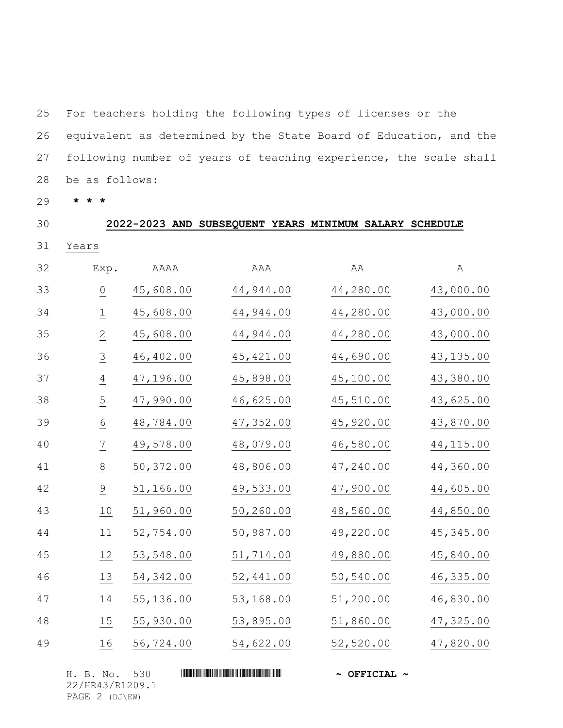For teachers holding the following types of licenses or the equivalent as determined by the State Board of Education, and the following number of years of teaching experience, the scale shall be as follows:

* * *

**2022-2023 AND SUBSEQUENT YEARS MINIMUM SALARY SCHEDULE**

| Years Exp. | AAAA | AAA | AA | A |
|---|---|---|---|---|
| 0 | 45,608.00 | 44,944.00 | 44,280.00 | 43,000.00 |
| 1 | 45,608.00 | 44,944.00 | 44,280.00 | 43,000.00 |
| 2 | 45,608.00 | 44,944.00 | 44,280.00 | 43,000.00 |
| 3 | 46,402.00 | 45,421.00 | 44,690.00 | 43,135.00 |
| 4 | 47,196.00 | 45,898.00 | 45,100.00 | 43,380.00 |
| 5 | 47,990.00 | 46,625.00 | 45,510.00 | 43,625.00 |
| 6 | 48,784.00 | 47,352.00 | 45,920.00 | 43,870.00 |
| 7 | 49,578.00 | 48,079.00 | 46,580.00 | 44,115.00 |
| 8 | 50,372.00 | 48,806.00 | 47,240.00 | 44,360.00 |
| 9 | 51,166.00 | 49,533.00 | 47,900.00 | 44,605.00 |
| 10 | 51,960.00 | 50,260.00 | 48,560.00 | 44,850.00 |
| 11 | 52,754.00 | 50,987.00 | 49,220.00 | 45,345.00 |
| 12 | 53,548.00 | 51,714.00 | 49,880.00 | 45,840.00 |
| 13 | 54,342.00 | 52,441.00 | 50,540.00 | 46,335.00 |
| 14 | 55,136.00 | 53,168.00 | 51,200.00 | 46,830.00 |
| 15 | 55,930.00 | 53,895.00 | 51,860.00 | 47,325.00 |
| 16 | 56,724.00 | 54,622.00 | 52,520.00 | 47,820.00 |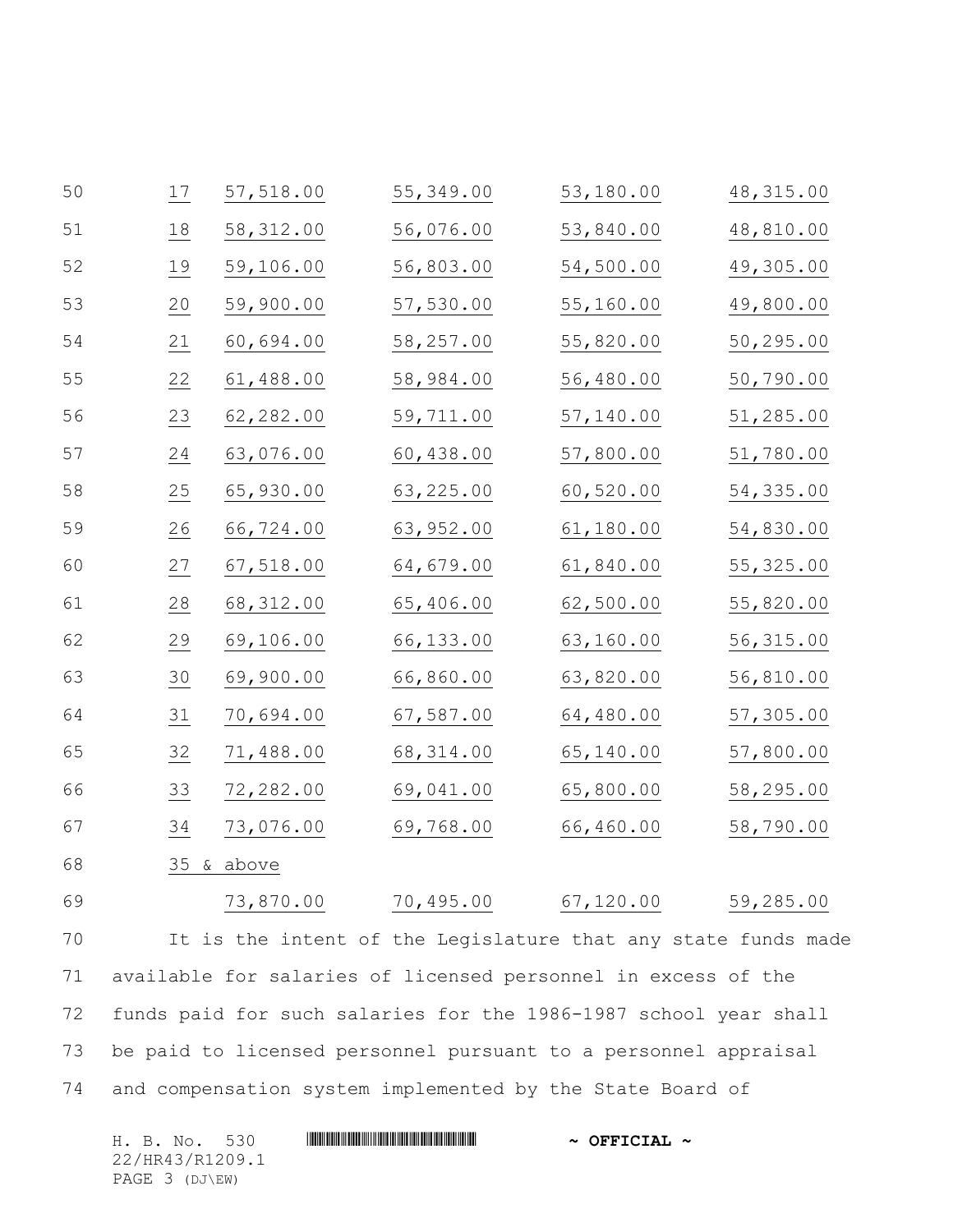| | | | | |
|---|---|---|---|---|
| 17 | 57,518.00 | 55,349.00 | 53,180.00 | 48,315.00 |
| 18 | 58,312.00 | 56,076.00 | 53,840.00 | 48,810.00 |
| 19 | 59,106.00 | 56,803.00 | 54,500.00 | 49,305.00 |
| 20 | 59,900.00 | 57,530.00 | 55,160.00 | 49,800.00 |
| 21 | 60,694.00 | 58,257.00 | 55,820.00 | 50,295.00 |
| 22 | 61,488.00 | 58,984.00 | 56,480.00 | 50,790.00 |
| 23 | 62,282.00 | 59,711.00 | 57,140.00 | 51,285.00 |
| 24 | 63,076.00 | 60,438.00 | 57,800.00 | 51,780.00 |
| 25 | 65,930.00 | 63,225.00 | 60,520.00 | 54,335.00 |
| 26 | 66,724.00 | 63,952.00 | 61,180.00 | 54,830.00 |
| 27 | 67,518.00 | 64,679.00 | 61,840.00 | 55,325.00 |
| 28 | 68,312.00 | 65,406.00 | 62,500.00 | 55,820.00 |
| 29 | 69,106.00 | 66,133.00 | 63,160.00 | 56,315.00 |
| 30 | 69,900.00 | 66,860.00 | 63,820.00 | 56,810.00 |
| 31 | 70,694.00 | 67,587.00 | 64,480.00 | 57,305.00 |
| 32 | 71,488.00 | 68,314.00 | 65,140.00 | 57,800.00 |
| 33 | 72,282.00 | 69,041.00 | 65,800.00 | 58,295.00 |
| 34 | 73,076.00 | 69,768.00 | 66,460.00 | 58,790.00 |
| 35 & above | 73,870.00 | 70,495.00 | 67,120.00 | 59,285.00 |

It is the intent of the Legislature that any state funds made available for salaries of licensed personnel in excess of the funds paid for such salaries for the 1986-1987 school year shall be paid to licensed personnel pursuant to a personnel appraisal and compensation system implemented by the State Board of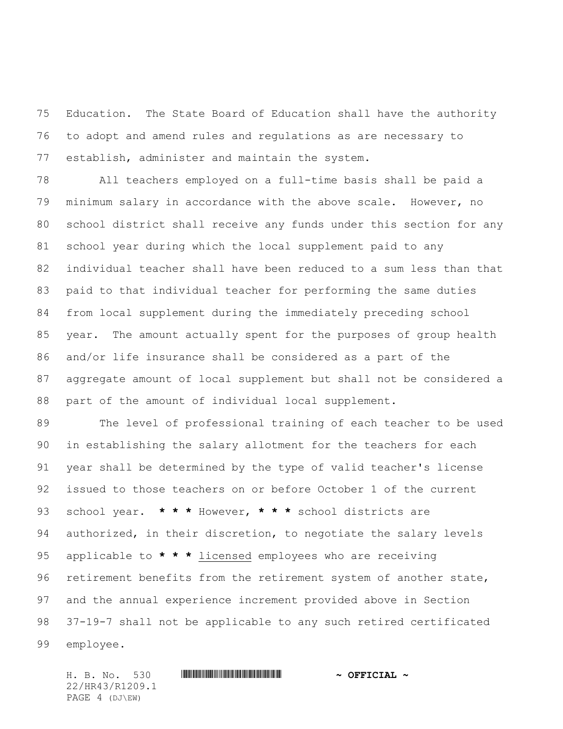Education. The State Board of Education shall have the authority to adopt and amend rules and regulations as are necessary to establish, administer and maintain the system.

All teachers employed on a full-time basis shall be paid a minimum salary in accordance with the above scale. However, no school district shall receive any funds under this section for any school year during which the local supplement paid to any individual teacher shall have been reduced to a sum less than that paid to that individual teacher for performing the same duties from local supplement during the immediately preceding school year. The amount actually spent for the purposes of group health and/or life insurance shall be considered as a part of the aggregate amount of local supplement but shall not be considered a part of the amount of individual local supplement.

The level of professional training of each teacher to be used in establishing the salary allotment for the teachers for each year shall be determined by the type of valid teacher's license issued to those teachers on or before October 1 of the current school year. **\* \* \*** However, **\* \* \*** school districts are authorized, in their discretion, to negotiate the salary levels applicable to **\* \* \*** <u>licensed</u> employees who are receiving retirement benefits from the retirement system of another state, and the annual experience increment provided above in Section 37-19-7 shall not be applicable to any such retired certificated employee.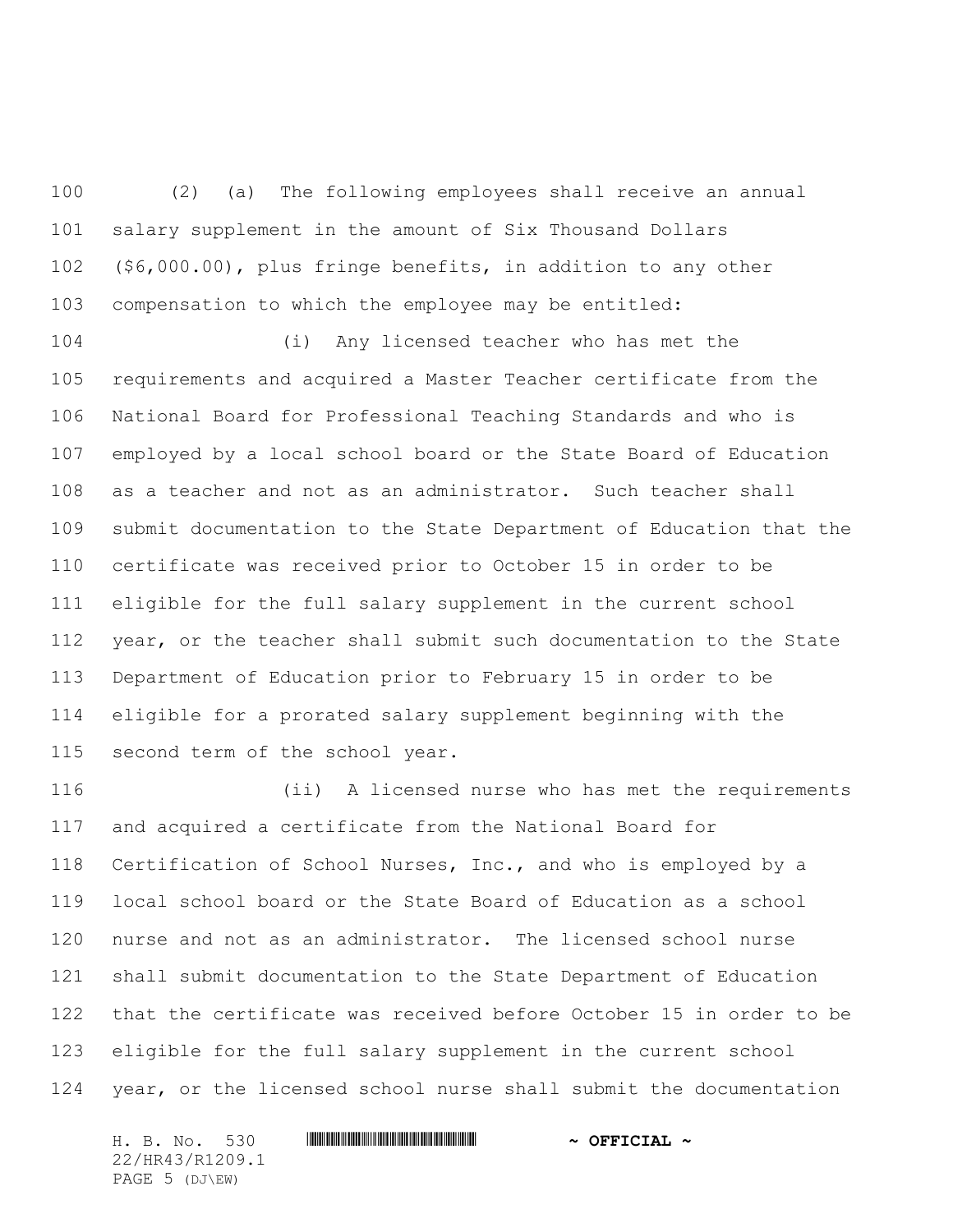(2) (a) The following employees shall receive an annual salary supplement in the amount of Six Thousand Dollars ($6,000.00), plus fringe benefits, in addition to any other compensation to which the employee may be entitled:

(i) Any licensed teacher who has met the requirements and acquired a Master Teacher certificate from the National Board for Professional Teaching Standards and who is employed by a local school board or the State Board of Education as a teacher and not as an administrator. Such teacher shall submit documentation to the State Department of Education that the certificate was received prior to October 15 in order to be eligible for the full salary supplement in the current school year, or the teacher shall submit such documentation to the State Department of Education prior to February 15 in order to be eligible for a prorated salary supplement beginning with the second term of the school year.

(ii) A licensed nurse who has met the requirements and acquired a certificate from the National Board for Certification of School Nurses, Inc., and who is employed by a local school board or the State Board of Education as a school nurse and not as an administrator. The licensed school nurse shall submit documentation to the State Department of Education that the certificate was received before October 15 in order to be eligible for the full salary supplement in the current school year, or the licensed school nurse shall submit the documentation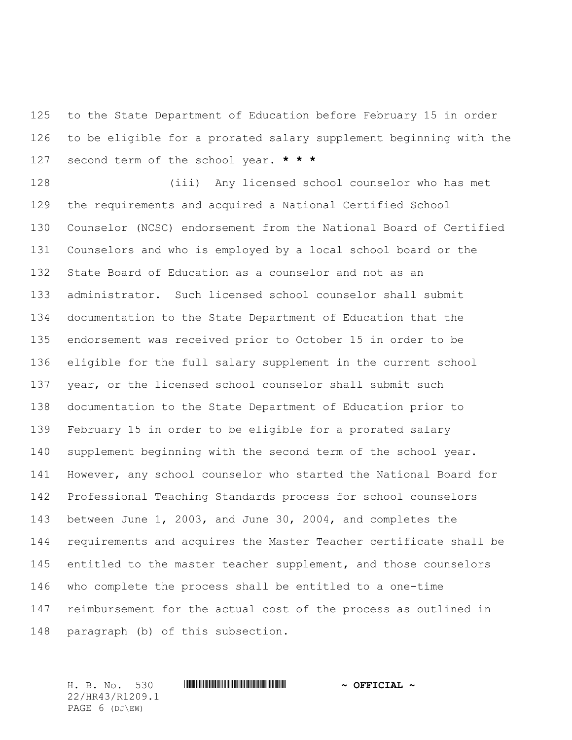to the State Department of Education before February 15 in order to be eligible for a prorated salary supplement beginning with the second term of the school year. *** * ***

(iii) Any licensed school counselor who has met the requirements and acquired a National Certified School Counselor (NCSC) endorsement from the National Board of Certified Counselors and who is employed by a local school board or the State Board of Education as a counselor and not as an administrator. Such licensed school counselor shall submit documentation to the State Department of Education that the endorsement was received prior to October 15 in order to be eligible for the full salary supplement in the current school year, or the licensed school counselor shall submit such documentation to the State Department of Education prior to February 15 in order to be eligible for a prorated salary supplement beginning with the second term of the school year. However, any school counselor who started the National Board for Professional Teaching Standards process for school counselors between June 1, 2003, and June 30, 2004, and completes the requirements and acquires the Master Teacher certificate shall be entitled to the master teacher supplement, and those counselors who complete the process shall be entitled to a one-time reimbursement for the actual cost of the process as outlined in paragraph (b) of this subsection.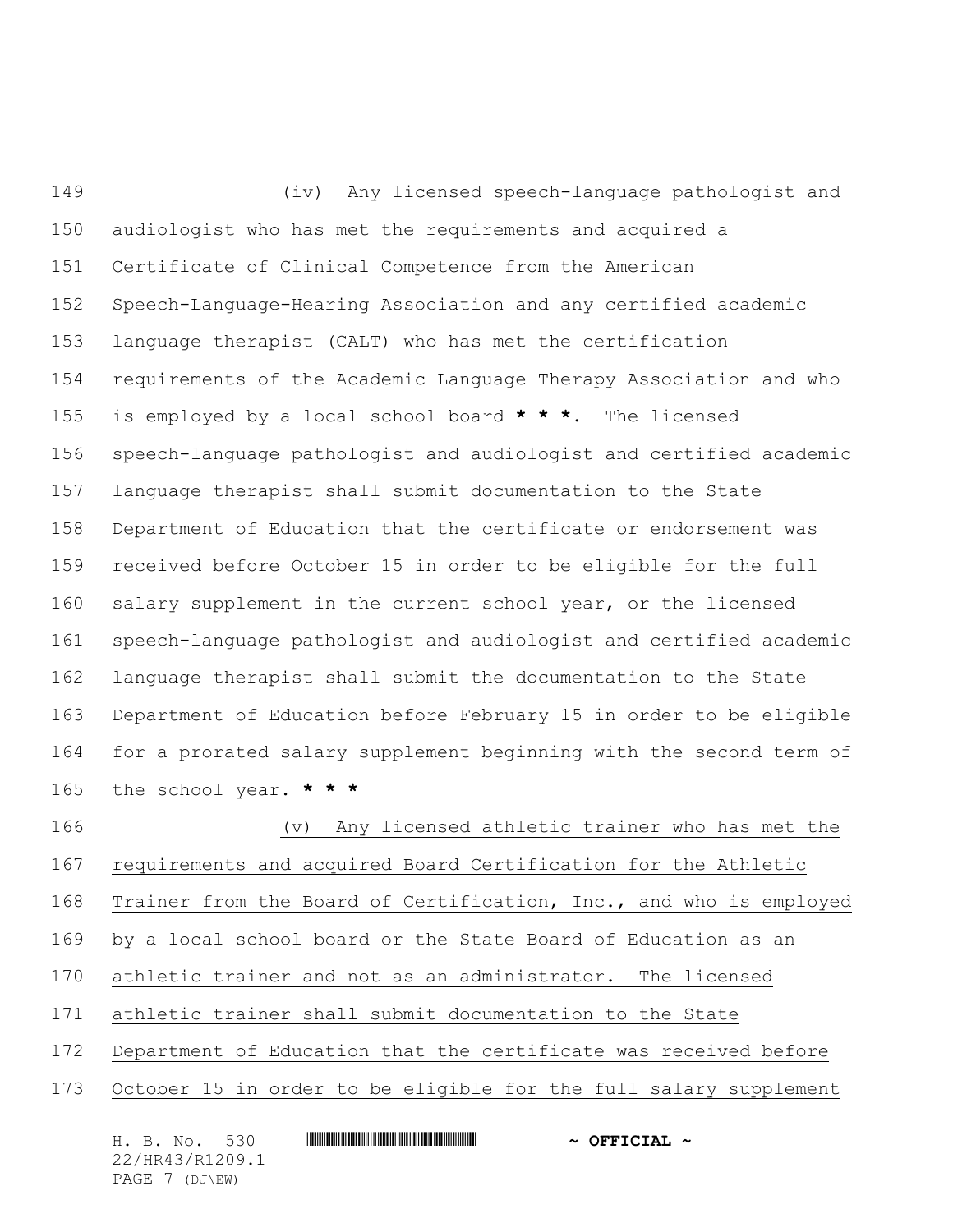(iv) Any licensed speech-language pathologist and audiologist who has met the requirements and acquired a Certificate of Clinical Competence from the American Speech-Language-Hearing Association and any certified academic language therapist (CALT) who has met the certification requirements of the Academic Language Therapy Association and who is employed by a local school board **\* \* \***. The licensed speech-language pathologist and audiologist and certified academic language therapist shall submit documentation to the State Department of Education that the certificate or endorsement was received before October 15 in order to be eligible for the full salary supplement in the current school year, or the licensed speech-language pathologist and audiologist and certified academic language therapist shall submit the documentation to the State Department of Education before February 15 in order to be eligible for a prorated salary supplement beginning with the second term of the school year. **\* \* \***

<u>(v) Any licensed athletic trainer who has met the requirements and acquired Board Certification for the Athletic Trainer from the Board of Certification, Inc., and who is employed by a local school board or the State Board of Education as an athletic trainer and not as an administrator. The licensed athletic trainer shall submit documentation to the State Department of Education that the certificate was received before October 15 in order to be eligible for the full salary supplement</u>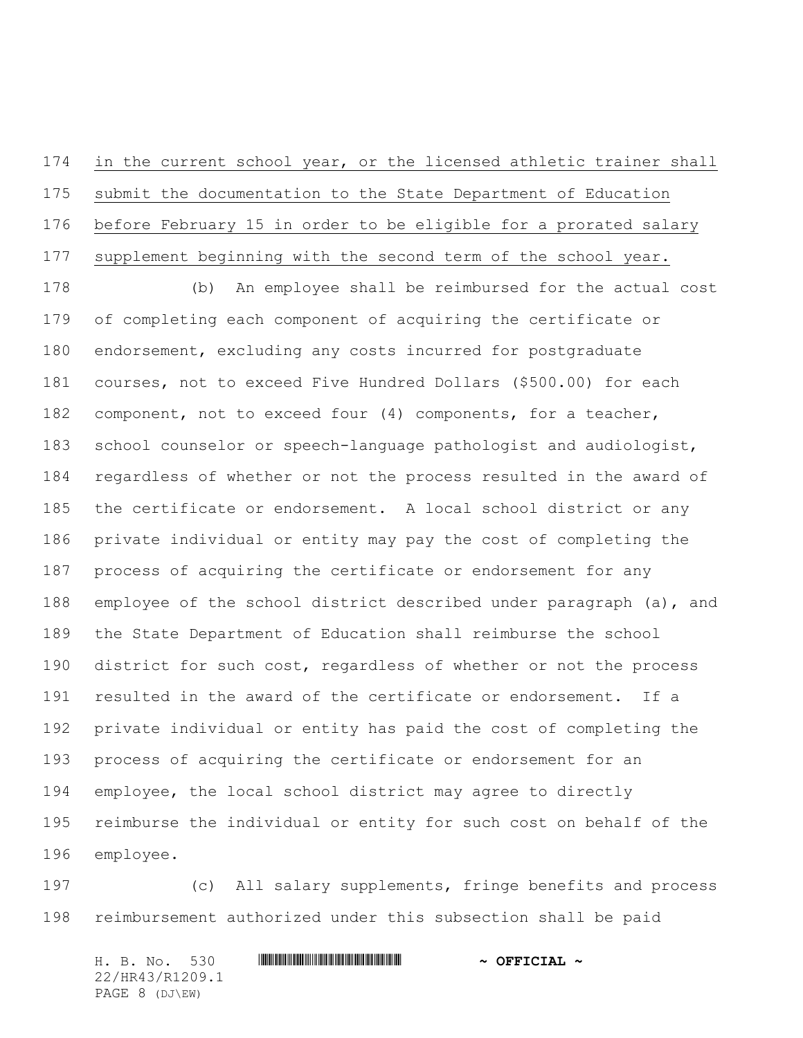in the current school year, or the licensed athletic trainer shall submit the documentation to the State Department of Education before February 15 in order to be eligible for a prorated salary supplement beginning with the second term of the school year.

(b) An employee shall be reimbursed for the actual cost of completing each component of acquiring the certificate or endorsement, excluding any costs incurred for postgraduate courses, not to exceed Five Hundred Dollars ($500.00) for each component, not to exceed four (4) components, for a teacher, school counselor or speech-language pathologist and audiologist, regardless of whether or not the process resulted in the award of the certificate or endorsement. A local school district or any private individual or entity may pay the cost of completing the process of acquiring the certificate or endorsement for any employee of the school district described under paragraph (a), and the State Department of Education shall reimburse the school district for such cost, regardless of whether or not the process resulted in the award of the certificate or endorsement. If a private individual or entity has paid the cost of completing the process of acquiring the certificate or endorsement for an employee, the local school district may agree to directly reimburse the individual or entity for such cost on behalf of the employee.

(c) All salary supplements, fringe benefits and process reimbursement authorized under this subsection shall be paid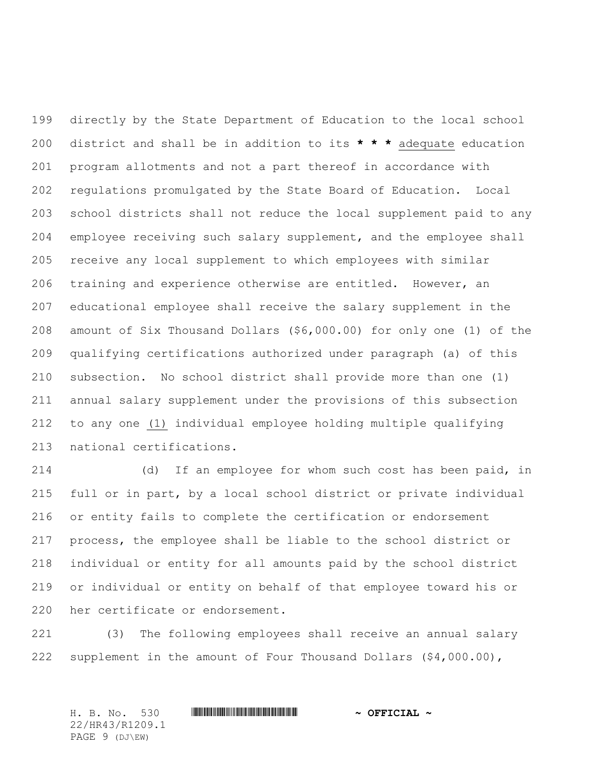directly by the State Department of Education to the local school district and shall be in addition to its **\* \* \*** adequate education program allotments and not a part thereof in accordance with regulations promulgated by the State Board of Education. Local school districts shall not reduce the local supplement paid to any employee receiving such salary supplement, and the employee shall receive any local supplement to which employees with similar training and experience otherwise are entitled. However, an educational employee shall receive the salary supplement in the amount of Six Thousand Dollars ($6,000.00) for only one (1) of the qualifying certifications authorized under paragraph (a) of this subsection. No school district shall provide more than one (1) annual salary supplement under the provisions of this subsection to any one (1) individual employee holding multiple qualifying national certifications.

(d) If an employee for whom such cost has been paid, in full or in part, by a local school district or private individual or entity fails to complete the certification or endorsement process, the employee shall be liable to the school district or individual or entity for all amounts paid by the school district or individual or entity on behalf of that employee toward his or her certificate or endorsement.

(3) The following employees shall receive an annual salary supplement in the amount of Four Thousand Dollars ($4,000.00),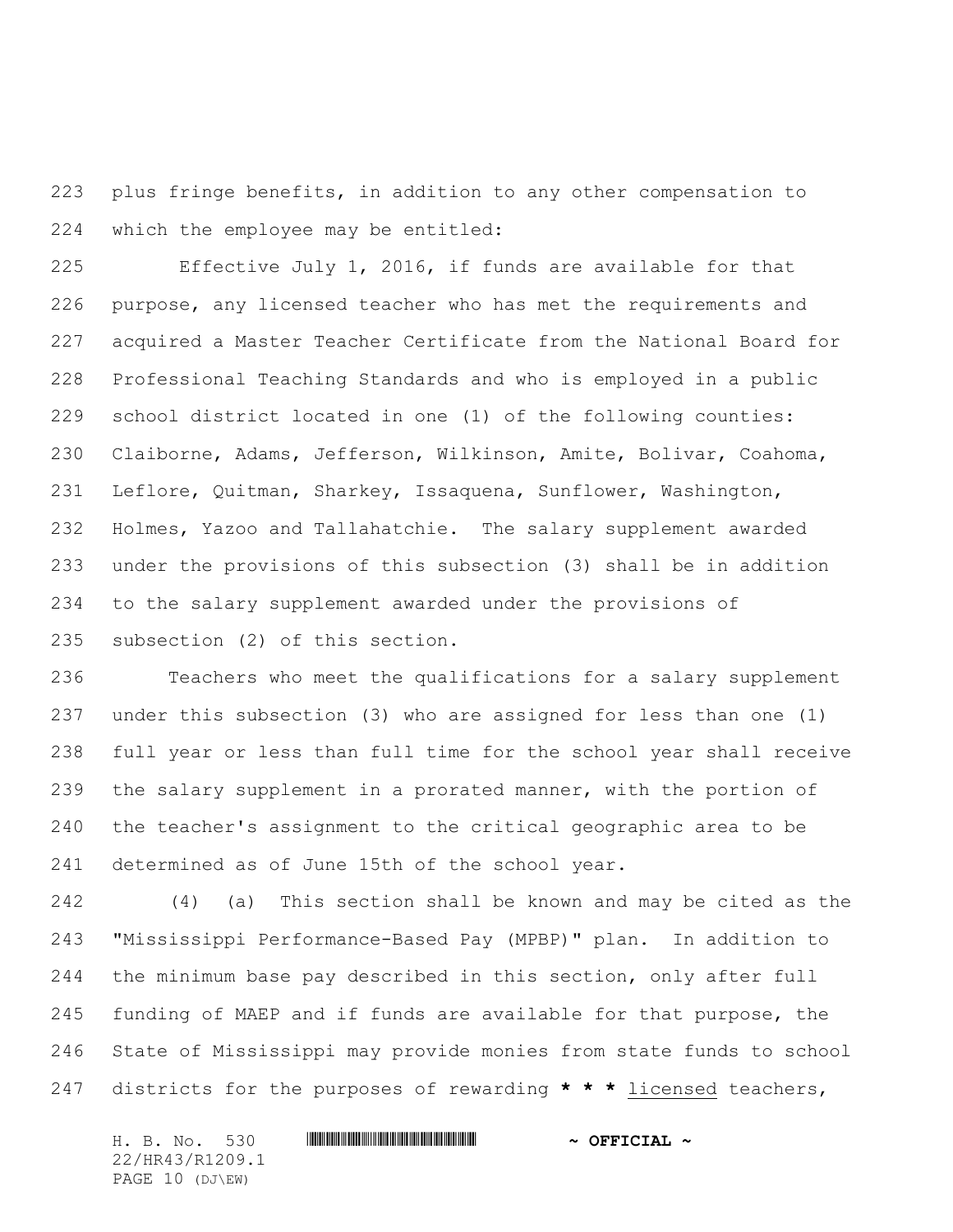plus fringe benefits, in addition to any other compensation to which the employee may be entitled:

Effective July 1, 2016, if funds are available for that purpose, any licensed teacher who has met the requirements and acquired a Master Teacher Certificate from the National Board for Professional Teaching Standards and who is employed in a public school district located in one (1) of the following counties: Claiborne, Adams, Jefferson, Wilkinson, Amite, Bolivar, Coahoma, Leflore, Quitman, Sharkey, Issaquena, Sunflower, Washington, Holmes, Yazoo and Tallahatchie. The salary supplement awarded under the provisions of this subsection (3) shall be in addition to the salary supplement awarded under the provisions of subsection (2) of this section.

Teachers who meet the qualifications for a salary supplement under this subsection (3) who are assigned for less than one (1) full year or less than full time for the school year shall receive the salary supplement in a prorated manner, with the portion of the teacher's assignment to the critical geographic area to be determined as of June 15th of the school year.

(4) (a) This section shall be known and may be cited as the "Mississippi Performance-Based Pay (MPBP)" plan. In addition to the minimum base pay described in this section, only after full funding of MAEP and if funds are available for that purpose, the State of Mississippi may provide monies from state funds to school districts for the purposes of rewarding **\* \* \*** licensed teachers,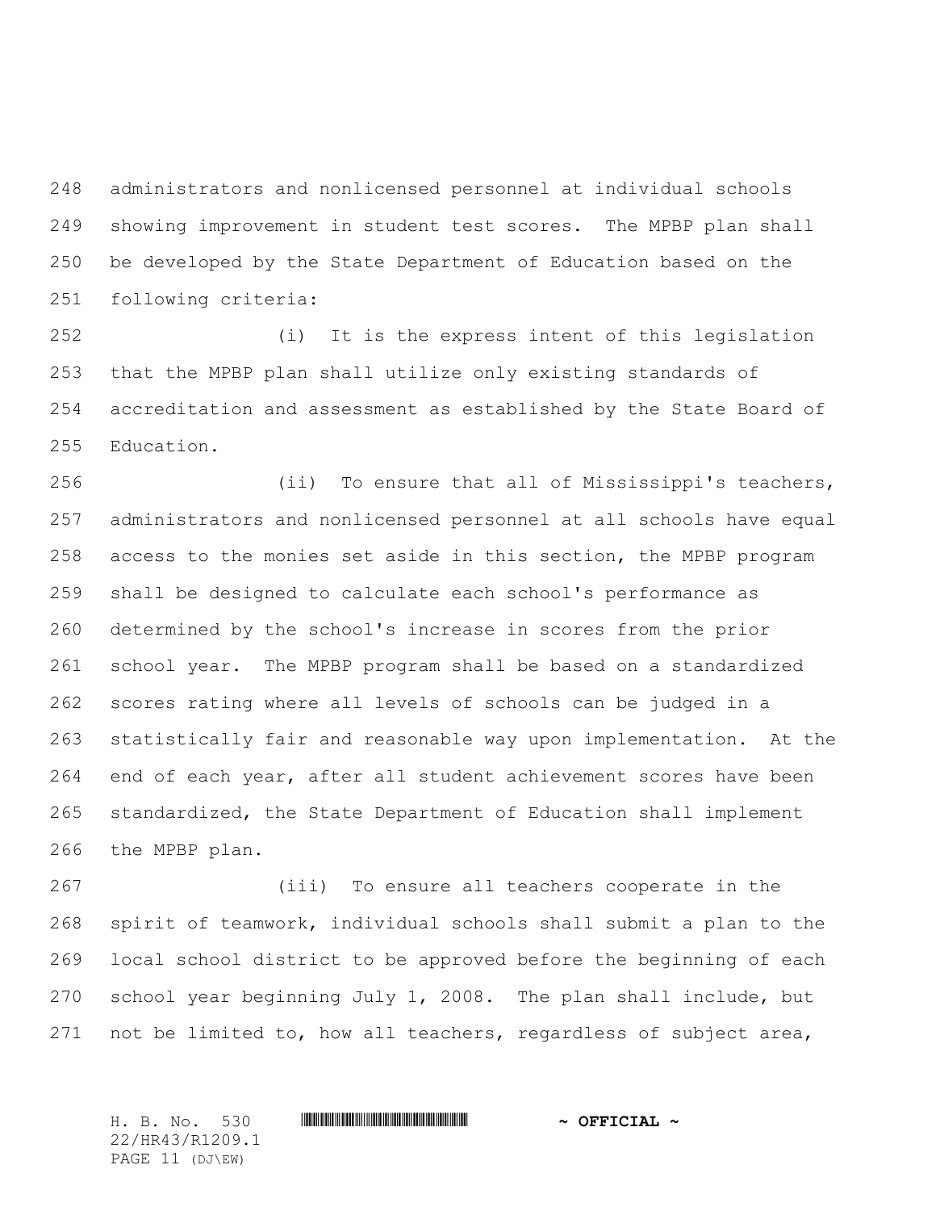administrators and nonlicensed personnel at individual schools showing improvement in student test scores. The MPBP plan shall be developed by the State Department of Education based on the following criteria:

(i) It is the express intent of this legislation that the MPBP plan shall utilize only existing standards of accreditation and assessment as established by the State Board of Education.

(ii) To ensure that all of Mississippi's teachers, administrators and nonlicensed personnel at all schools have equal access to the monies set aside in this section, the MPBP program shall be designed to calculate each school's performance as determined by the school's increase in scores from the prior school year. The MPBP program shall be based on a standardized scores rating where all levels of schools can be judged in a statistically fair and reasonable way upon implementation. At the end of each year, after all student achievement scores have been standardized, the State Department of Education shall implement the MPBP plan.

(iii) To ensure all teachers cooperate in the spirit of teamwork, individual schools shall submit a plan to the local school district to be approved before the beginning of each school year beginning July 1, 2008. The plan shall include, but not be limited to, how all teachers, regardless of subject area,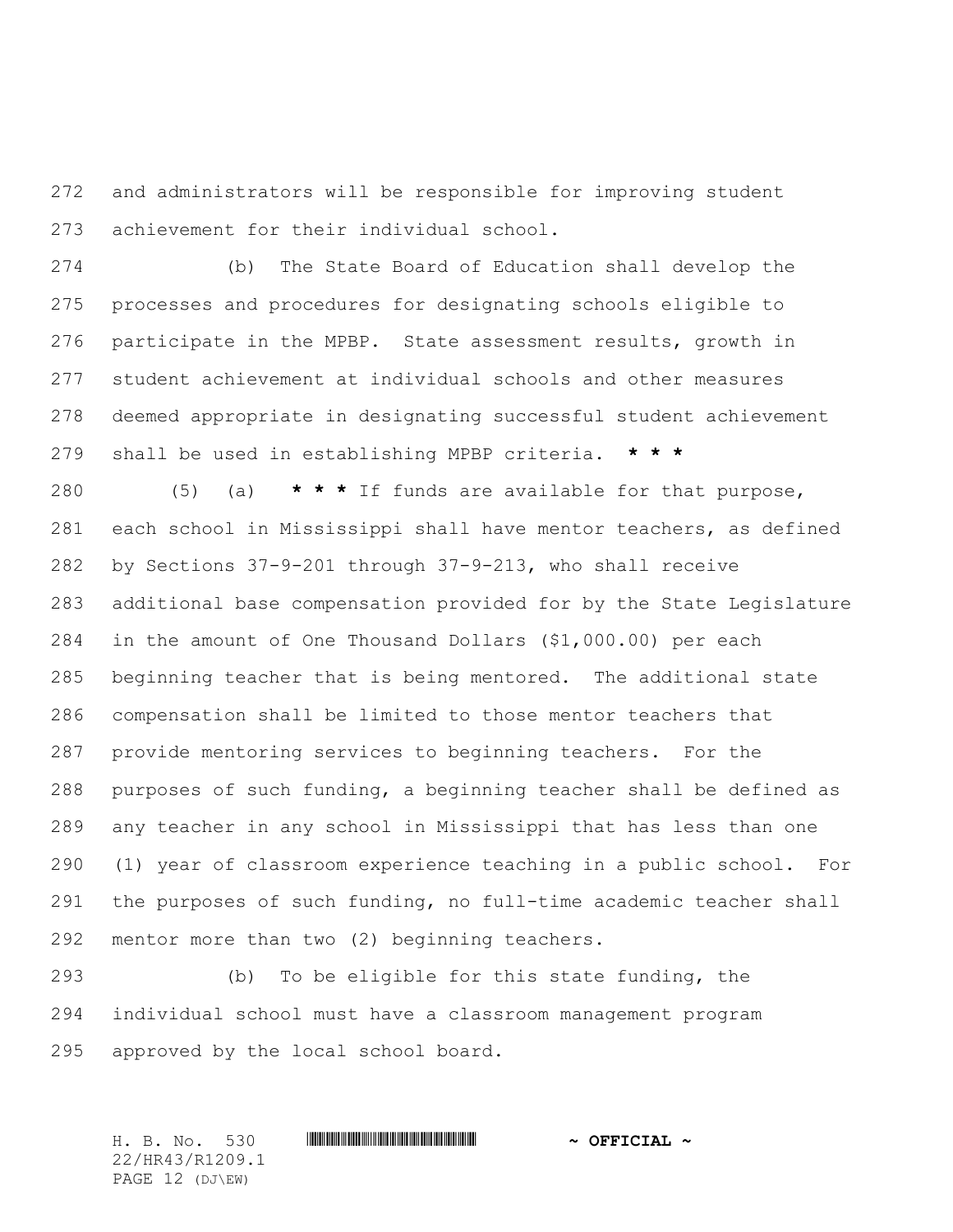and administrators will be responsible for improving student achievement for their individual school.

(b) The State Board of Education shall develop the processes and procedures for designating schools eligible to participate in the MPBP. State assessment results, growth in student achievement at individual schools and other measures deemed appropriate in designating successful student achievement shall be used in establishing MPBP criteria. **\* \* \***

(5) (a) **\* \* \*** If funds are available for that purpose, each school in Mississippi shall have mentor teachers, as defined by Sections 37-9-201 through 37-9-213, who shall receive additional base compensation provided for by the State Legislature in the amount of One Thousand Dollars ($1,000.00) per each beginning teacher that is being mentored. The additional state compensation shall be limited to those mentor teachers that provide mentoring services to beginning teachers. For the purposes of such funding, a beginning teacher shall be defined as any teacher in any school in Mississippi that has less than one (1) year of classroom experience teaching in a public school. For the purposes of such funding, no full-time academic teacher shall mentor more than two (2) beginning teachers.

(b) To be eligible for this state funding, the individual school must have a classroom management program approved by the local school board.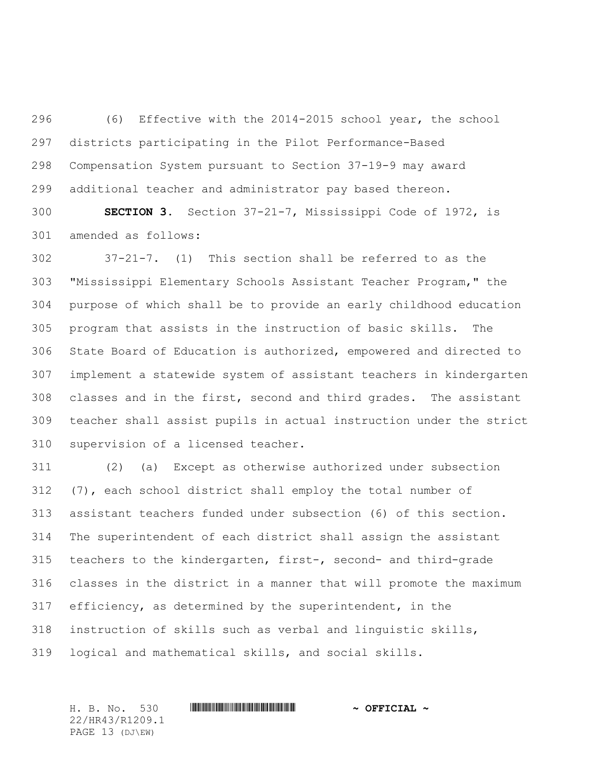(6) Effective with the 2014-2015 school year, the school districts participating in the Pilot Performance-Based Compensation System pursuant to Section 37-19-9 may award additional teacher and administrator pay based thereon.

**SECTION 3.** Section 37-21-7, Mississippi Code of 1972, is amended as follows:

37-21-7. (1) This section shall be referred to as the "Mississippi Elementary Schools Assistant Teacher Program," the purpose of which shall be to provide an early childhood education program that assists in the instruction of basic skills. The State Board of Education is authorized, empowered and directed to implement a statewide system of assistant teachers in kindergarten classes and in the first, second and third grades. The assistant teacher shall assist pupils in actual instruction under the strict supervision of a licensed teacher.

(2) (a) Except as otherwise authorized under subsection (7), each school district shall employ the total number of assistant teachers funded under subsection (6) of this section. The superintendent of each district shall assign the assistant teachers to the kindergarten, first-, second- and third-grade classes in the district in a manner that will promote the maximum efficiency, as determined by the superintendent, in the instruction of skills such as verbal and linguistic skills, logical and mathematical skills, and social skills.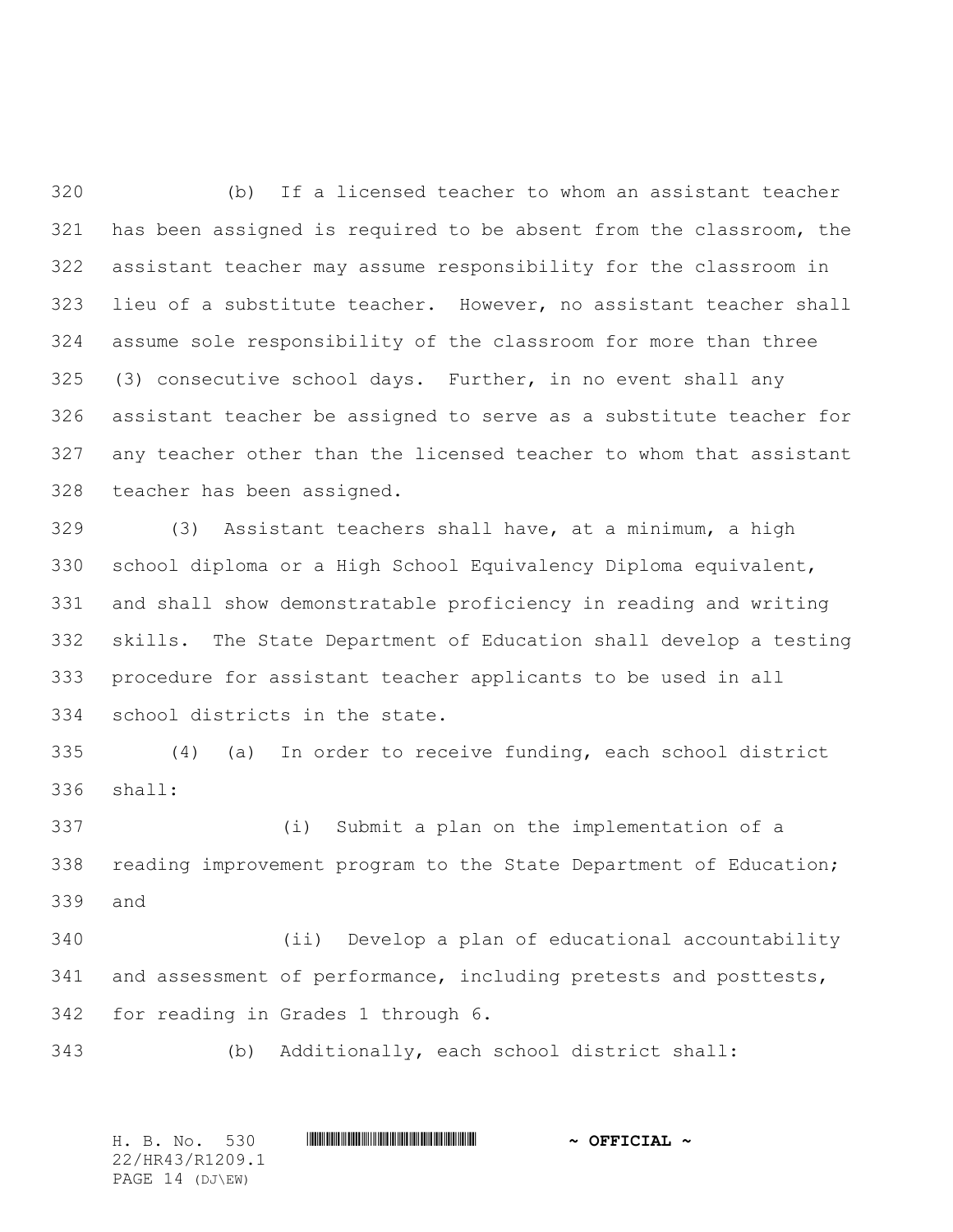(b) If a licensed teacher to whom an assistant teacher has been assigned is required to be absent from the classroom, the assistant teacher may assume responsibility for the classroom in lieu of a substitute teacher. However, no assistant teacher shall assume sole responsibility of the classroom for more than three (3) consecutive school days. Further, in no event shall any assistant teacher be assigned to serve as a substitute teacher for any teacher other than the licensed teacher to whom that assistant teacher has been assigned.

(3) Assistant teachers shall have, at a minimum, a high school diploma or a High School Equivalency Diploma equivalent, and shall show demonstratable proficiency in reading and writing skills. The State Department of Education shall develop a testing procedure for assistant teacher applicants to be used in all school districts in the state.

(4) (a) In order to receive funding, each school district shall:

(i) Submit a plan on the implementation of a reading improvement program to the State Department of Education; and

(ii) Develop a plan of educational accountability and assessment of performance, including pretests and posttests, for reading in Grades 1 through 6.

(b) Additionally, each school district shall: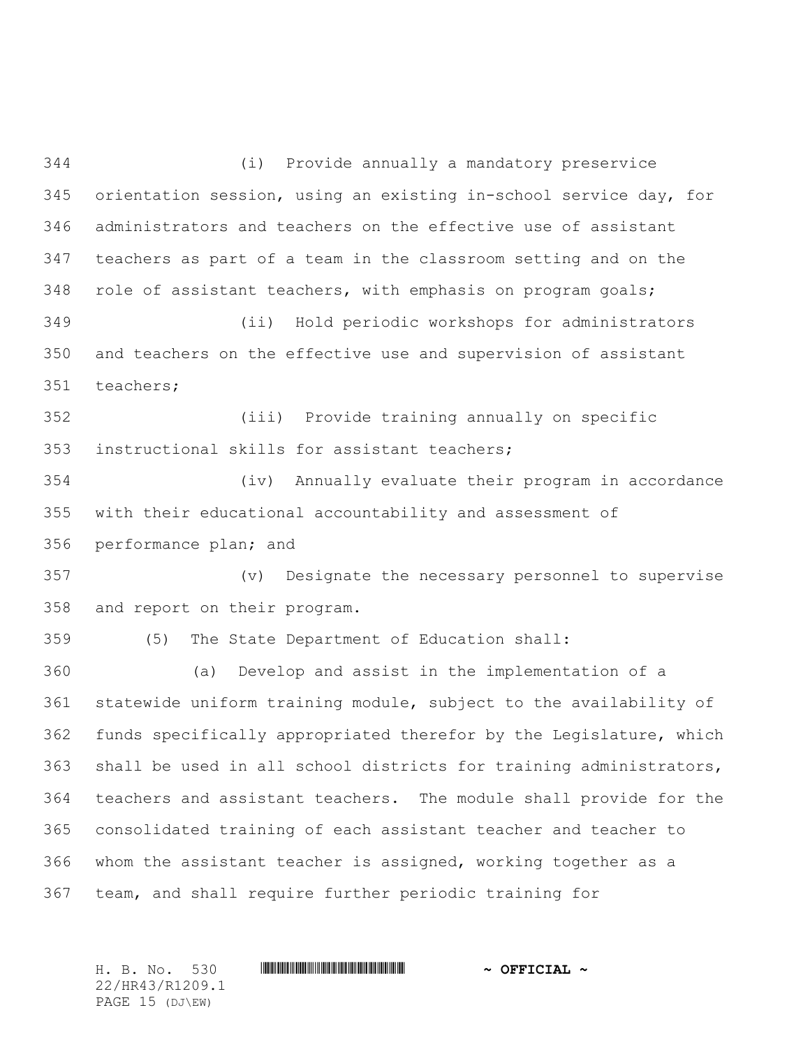(i) Provide annually a mandatory preservice orientation session, using an existing in-school service day, for administrators and teachers on the effective use of assistant teachers as part of a team in the classroom setting and on the role of assistant teachers, with emphasis on program goals;

(ii) Hold periodic workshops for administrators and teachers on the effective use and supervision of assistant teachers;

(iii) Provide training annually on specific instructional skills for assistant teachers;

(iv) Annually evaluate their program in accordance with their educational accountability and assessment of performance plan; and

(v) Designate the necessary personnel to supervise and report on their program.

(5) The State Department of Education shall:

(a) Develop and assist in the implementation of a statewide uniform training module, subject to the availability of funds specifically appropriated therefor by the Legislature, which shall be used in all school districts for training administrators, teachers and assistant teachers. The module shall provide for the consolidated training of each assistant teacher and teacher to whom the assistant teacher is assigned, working together as a team, and shall require further periodic training for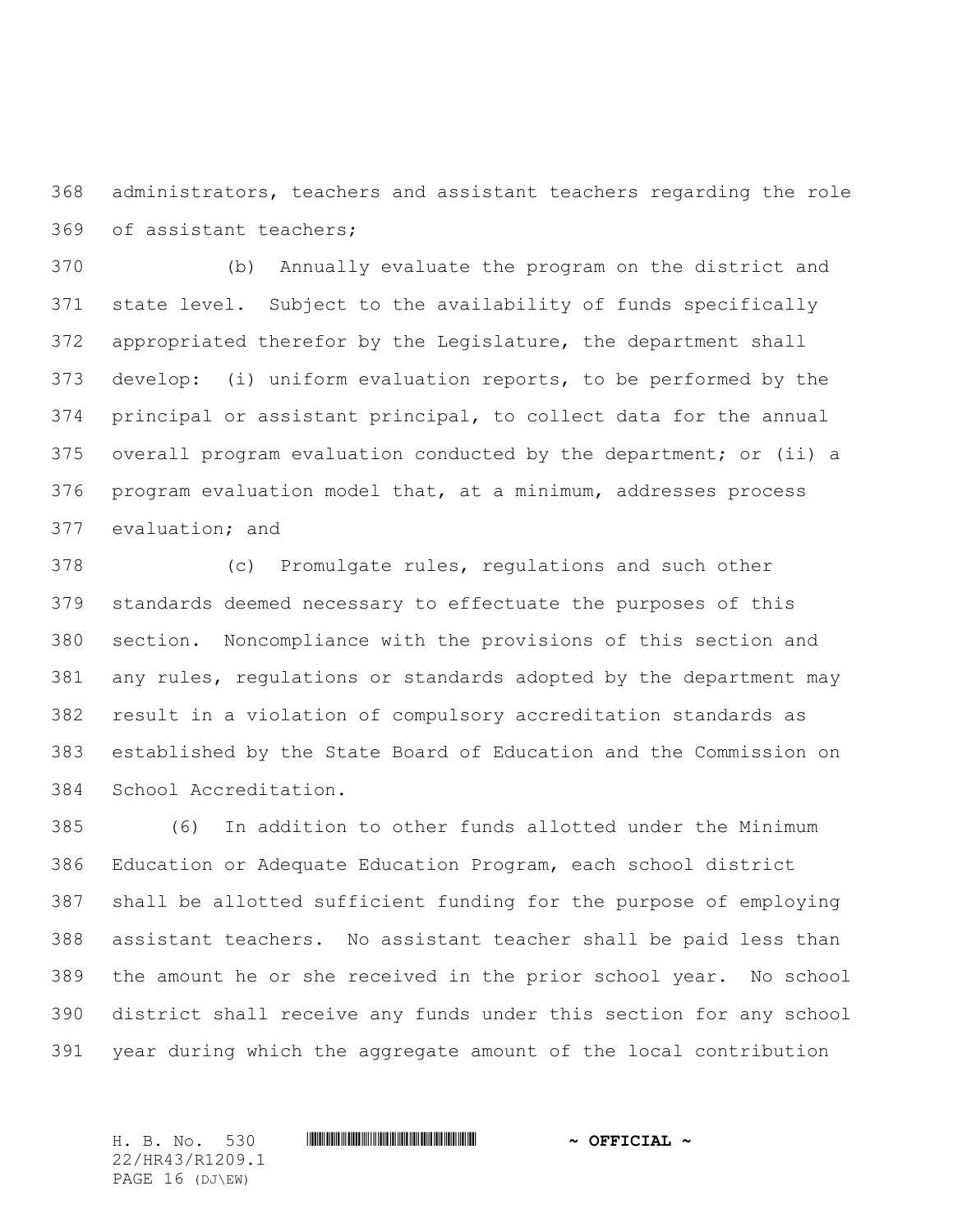administrators, teachers and assistant teachers regarding the role of assistant teachers;

(b) Annually evaluate the program on the district and state level. Subject to the availability of funds specifically appropriated therefor by the Legislature, the department shall develop: (i) uniform evaluation reports, to be performed by the principal or assistant principal, to collect data for the annual overall program evaluation conducted by the department; or (ii) a program evaluation model that, at a minimum, addresses process evaluation; and

(c) Promulgate rules, regulations and such other standards deemed necessary to effectuate the purposes of this section. Noncompliance with the provisions of this section and any rules, regulations or standards adopted by the department may result in a violation of compulsory accreditation standards as established by the State Board of Education and the Commission on School Accreditation.

(6) In addition to other funds allotted under the Minimum Education or Adequate Education Program, each school district shall be allotted sufficient funding for the purpose of employing assistant teachers. No assistant teacher shall be paid less than the amount he or she received in the prior school year. No school district shall receive any funds under this section for any school year during which the aggregate amount of the local contribution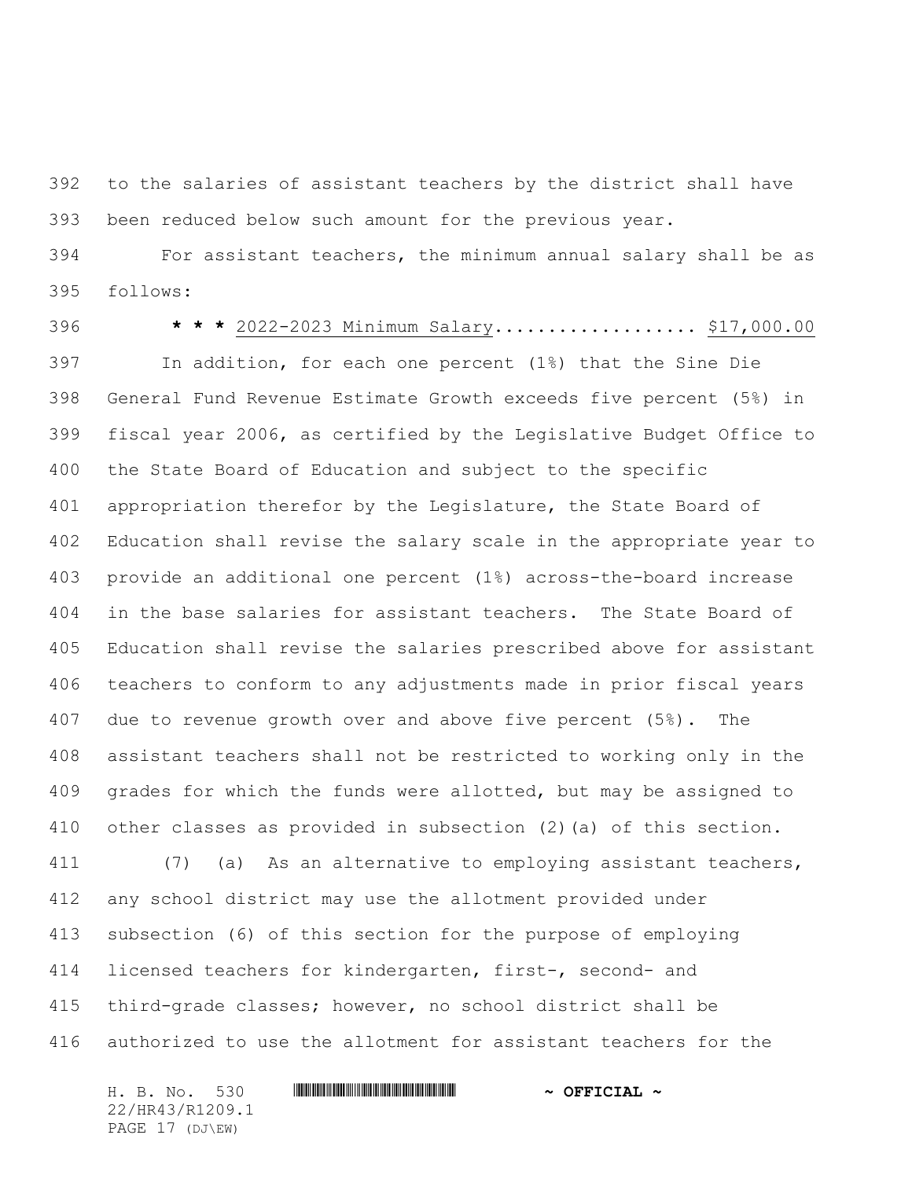to the salaries of assistant teachers by the district shall have been reduced below such amount for the previous year.

For assistant teachers, the minimum annual salary shall be as follows:

**\* \* \*** 2022-2023 Minimum Salary................... $17,000.00

In addition, for each one percent (1%) that the Sine Die General Fund Revenue Estimate Growth exceeds five percent (5%) in fiscal year 2006, as certified by the Legislative Budget Office to the State Board of Education and subject to the specific appropriation therefor by the Legislature, the State Board of Education shall revise the salary scale in the appropriate year to provide an additional one percent (1%) across-the-board increase in the base salaries for assistant teachers. The State Board of Education shall revise the salaries prescribed above for assistant teachers to conform to any adjustments made in prior fiscal years due to revenue growth over and above five percent (5%). The assistant teachers shall not be restricted to working only in the grades for which the funds were allotted, but may be assigned to other classes as provided in subsection (2)(a) of this section.

(7) (a) As an alternative to employing assistant teachers, any school district may use the allotment provided under subsection (6) of this section for the purpose of employing licensed teachers for kindergarten, first-, second- and third-grade classes; however, no school district shall be authorized to use the allotment for assistant teachers for the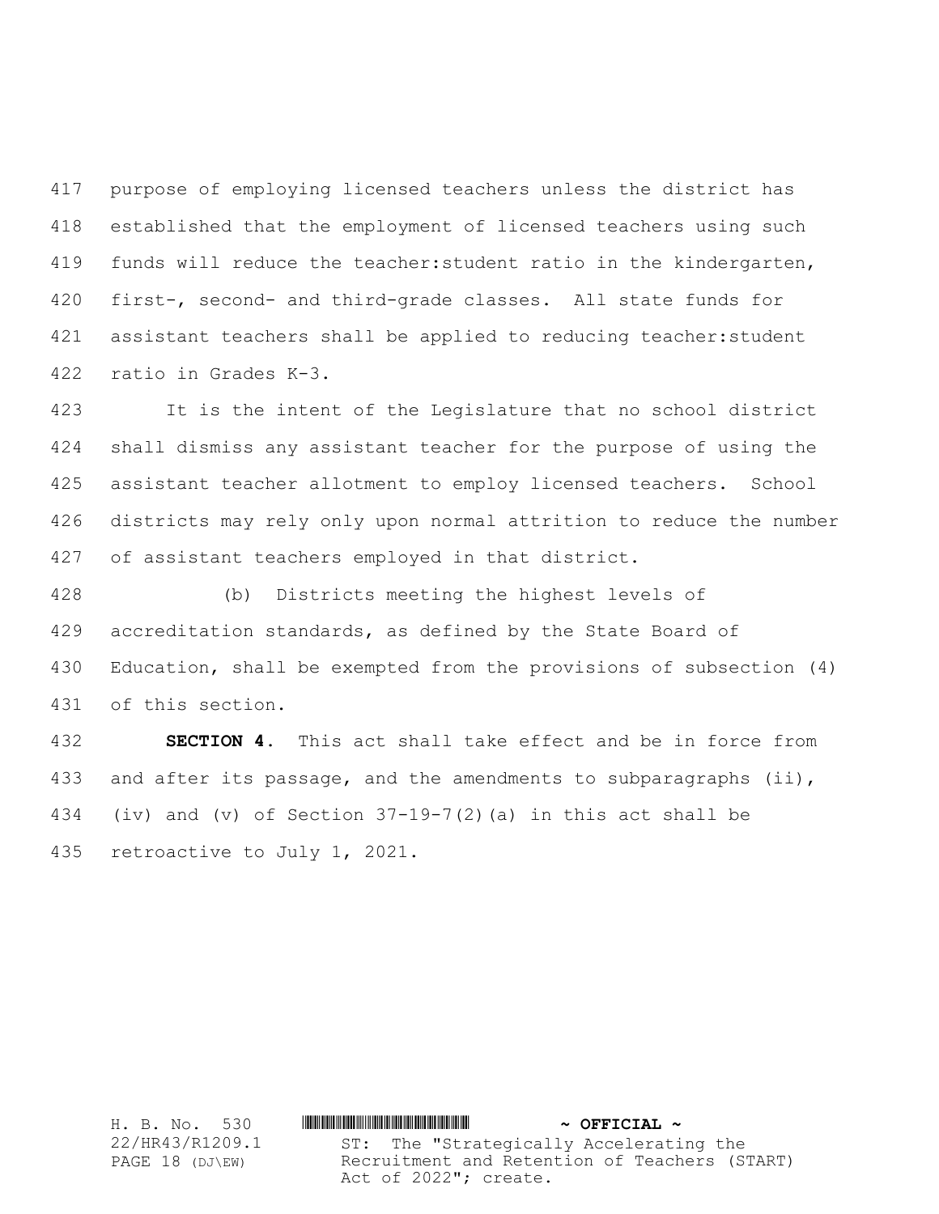purpose of employing licensed teachers unless the district has established that the employment of licensed teachers using such funds will reduce the teacher:student ratio in the kindergarten, first-, second- and third-grade classes. All state funds for assistant teachers shall be applied to reducing teacher:student ratio in Grades K-3.

It is the intent of the Legislature that no school district shall dismiss any assistant teacher for the purpose of using the assistant teacher allotment to employ licensed teachers. School districts may rely only upon normal attrition to reduce the number of assistant teachers employed in that district.

(b) Districts meeting the highest levels of accreditation standards, as defined by the State Board of Education, shall be exempted from the provisions of subsection (4) of this section.

**SECTION 4.** This act shall take effect and be in force from and after its passage, and the amendments to subparagraphs (ii), (iv) and (v) of Section 37-19-7(2)(a) in this act shall be retroactive to July 1, 2021.